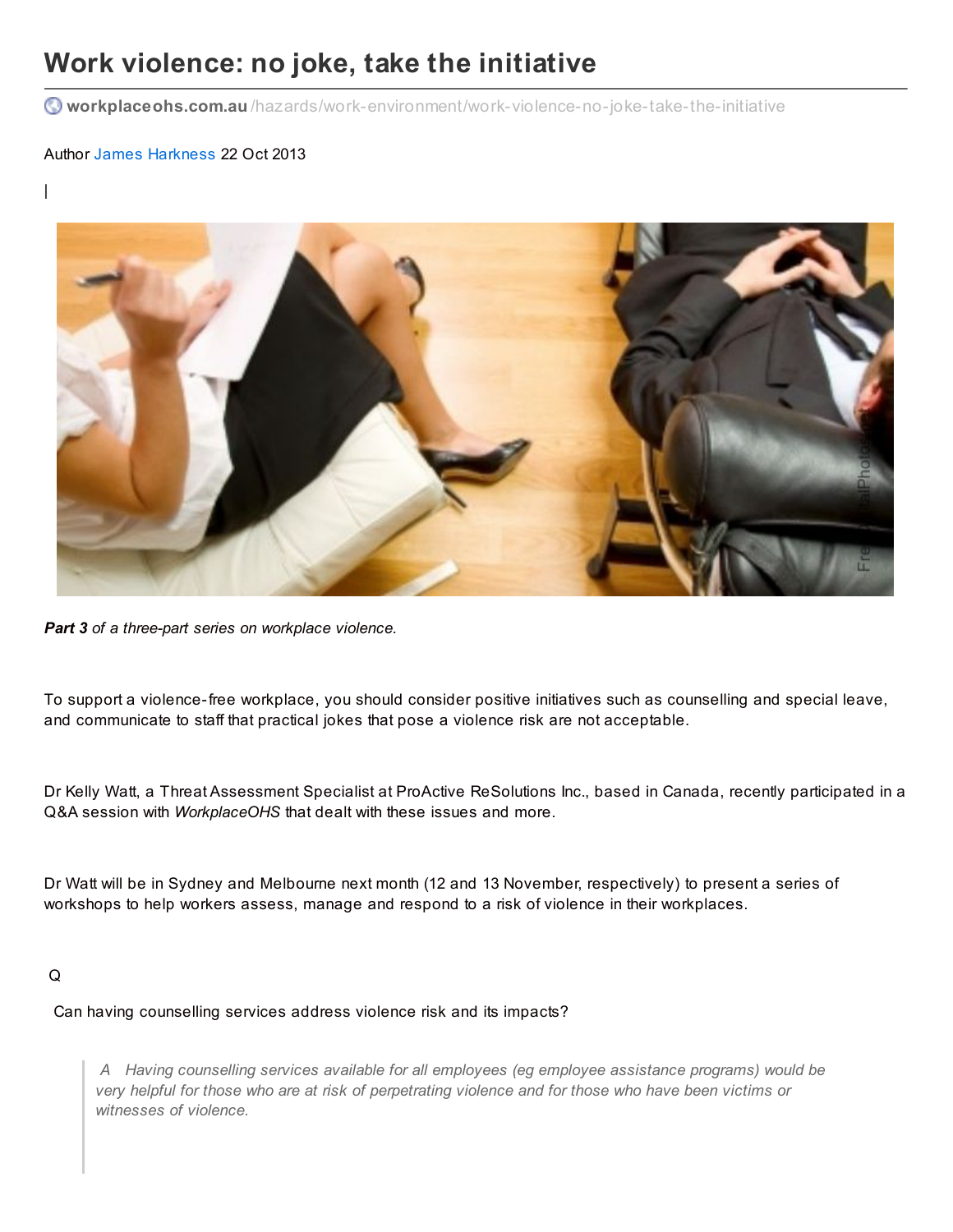# Work violence: no joke, take the initiative

workplaceohs.com.au/hazards/work-environment/work-violence-no-joke-take-the-initiative

Author James Harkness 22 Oct 2013

|

***Part 3*** *of a three-part series on workplace violence.*

To support a violence-free workplace, you should consider positive initiatives such as counselling and special leave, and communicate to staff that practical jokes that pose a violence risk are not acceptable.

Dr Kelly Watt, a Threat Assessment Specialist at ProActive ReSolutions Inc., based in Canada, recently participated in a Q&A session with *WorkplaceOHS* that dealt with these issues and more.

Dr Watt will be in Sydney and Melbourne next month (12 and 13 November, respectively) to present a series of workshops to help workers assess, manage and respond to a risk of violence in their workplaces.

Q

Can having counselling services address violence risk and its impacts?

> *A Having counselling services available for all employees (eg employee assistance programs) would be very helpful for those who are at risk of perpetrating violence and for those who have been victims or witnesses of violence.*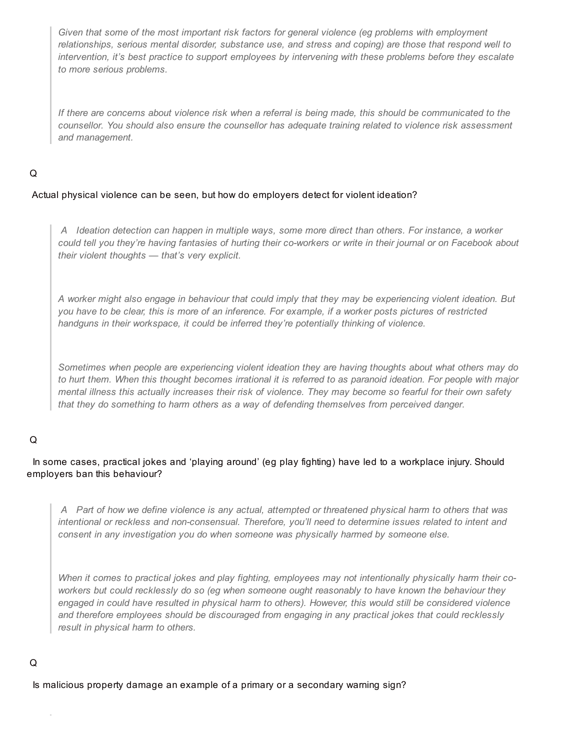> *Given that some of the most important risk factors for general violence (eg problems with employment relationships, serious mental disorder, substance use, and stress and coping) are those that respond well to intervention, it's best practice to support employees by intervening with these problems before they escalate to more serious problems.*
>
> *If there are concerns about violence risk when a referral is being made, this should be communicated to the counsellor. You should also ensure the counsellor has adequate training related to violence risk assessment and management.*

Q

Actual physical violence can be seen, but how do employers detect for violent ideation?

> *A Ideation detection can happen in multiple ways, some more direct than others. For instance, a worker could tell you they're having fantasies of hurting their co-workers or write in their journal or on Facebook about their violent thoughts — that's very explicit.*
>
> *A worker might also engage in behaviour that could imply that they may be experiencing violent ideation. But you have to be clear, this is more of an inference. For example, if a worker posts pictures of restricted handguns in their workspace, it could be inferred they're potentially thinking of violence.*
>
> *Sometimes when people are experiencing violent ideation they are having thoughts about what others may do to hurt them. When this thought becomes irrational it is referred to as paranoid ideation. For people with major mental illness this actually increases their risk of violence. They may become so fearful for their own safety that they do something to harm others as a way of defending themselves from perceived danger.*

Q

In some cases, practical jokes and 'playing around' (eg play fighting) have led to a workplace injury. Should employers ban this behaviour?

> *A Part of how we define violence is any actual, attempted or threatened physical harm to others that was intentional or reckless and non-consensual. Therefore, you'll need to determine issues related to intent and consent in any investigation you do when someone was physically harmed by someone else.*
>
> *When it comes to practical jokes and play fighting, employees may not intentionally physically harm their co-workers but could recklessly do so (eg when someone ought reasonably to have known the behaviour they engaged in could have resulted in physical harm to others). However, this would still be considered violence and therefore employees should be discouraged from engaging in any practical jokes that could recklessly result in physical harm to others.*

Q

Is malicious property damage an example of a primary or a secondary warning sign?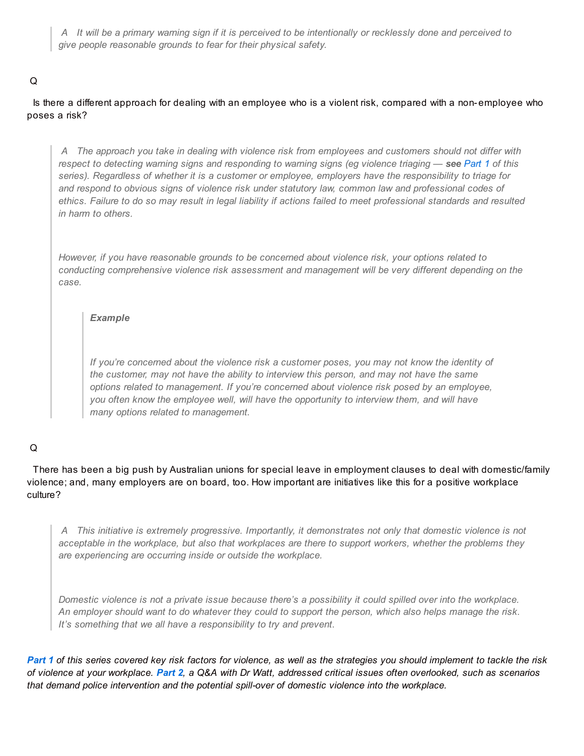> *A It will be a primary warning sign if it is perceived to be intentionally or recklessly done and perceived to give people reasonable grounds to fear for their physical safety.*

Q

Is there a different approach for dealing with an employee who is a violent risk, compared with a non-employee who poses a risk?

> *A The approach you take in dealing with violence risk from employees and customers should not differ with respect to detecting warning signs and responding to warning signs (eg violence triaging — **see** Part 1 of this series). Regardless of whether it is a customer or employee, employers have the responsibility to triage for and respond to obvious signs of violence risk under statutory law, common law and professional codes of ethics. Failure to do so may result in legal liability if actions failed to meet professional standards and resulted in harm to others.*
>
> *However, if you have reasonable grounds to be concerned about violence risk, your options related to conducting comprehensive violence risk assessment and management will be very different depending on the case.*
>
> > ***Example***
> >
> > *If you're concerned about the violence risk a customer poses, you may not know the identity of the customer, may not have the ability to interview this person, and may not have the same options related to management. If you're concerned about violence risk posed by an employee, you often know the employee well, will have the opportunity to interview them, and will have many options related to management.*

Q

There has been a big push by Australian unions for special leave in employment clauses to deal with domestic/family violence; and, many employers are on board, too. How important are initiatives like this for a positive workplace culture?

> *A This initiative is extremely progressive. Importantly, it demonstrates not only that domestic violence is not acceptable in the workplace, but also that workplaces are there to support workers, whether the problems they are experiencing are occurring inside or outside the workplace.*
>
> *Domestic violence is not a private issue because there's a possibility it could spilled over into the workplace. An employer should want to do whatever they could to support the person, which also helps manage the risk. It's something that we all have a responsibility to try and prevent.*

***Part 1*** *of this series covered key risk factors for violence, as well as the strategies you should implement to tackle the risk of violence at your workplace.* ***Part 2****, a Q&A with Dr Watt, addressed critical issues often overlooked, such as scenarios that demand police intervention and the potential spill-over of domestic violence into the workplace.*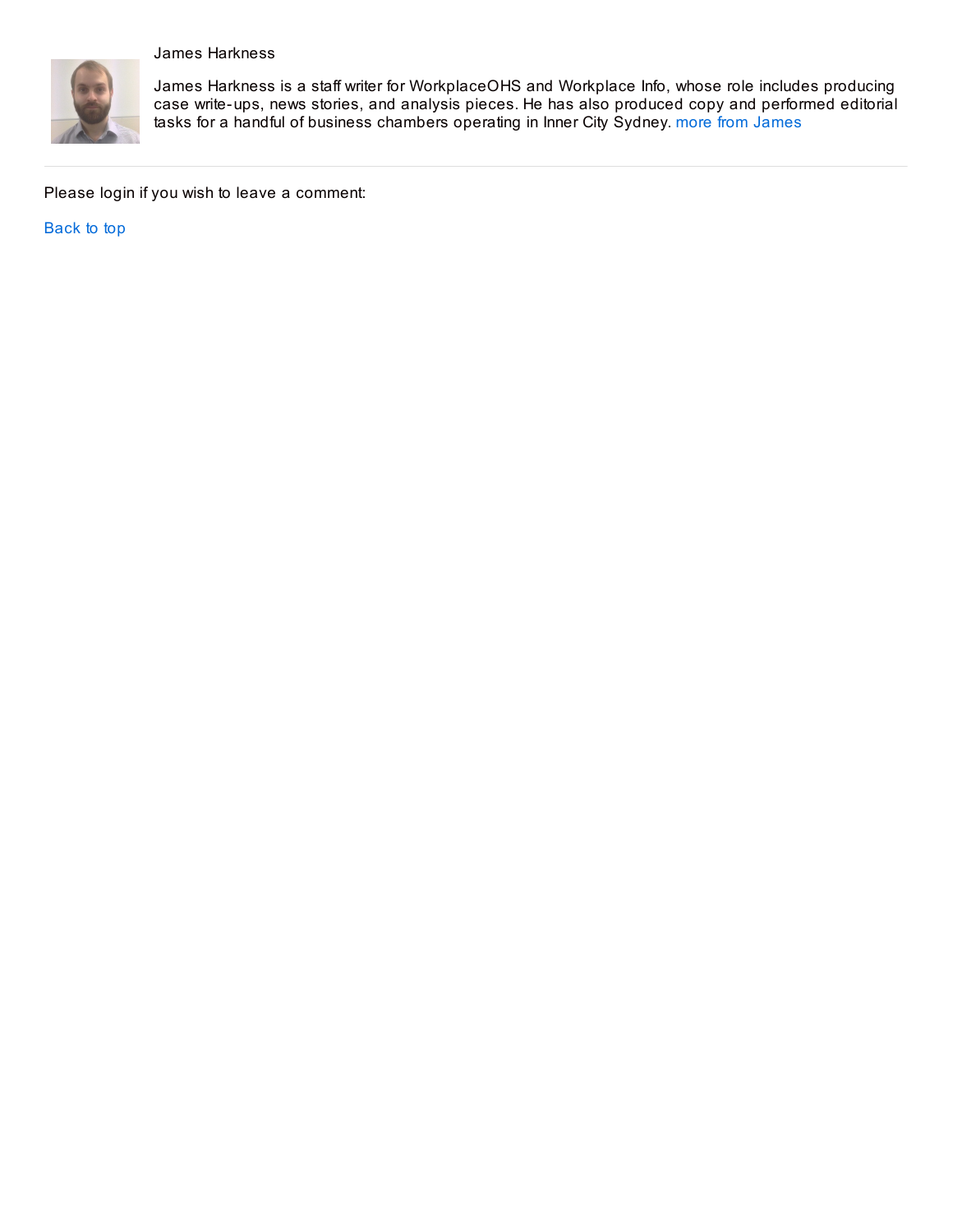James Harkness

James Harkness is a staff writer for WorkplaceOHS and Workplace Info, whose role includes producing case write-ups, news stories, and analysis pieces. He has also produced copy and performed editorial tasks for a handful of business chambers operating in Inner City Sydney. more from James

Please login if you wish to leave a comment:

Back to top